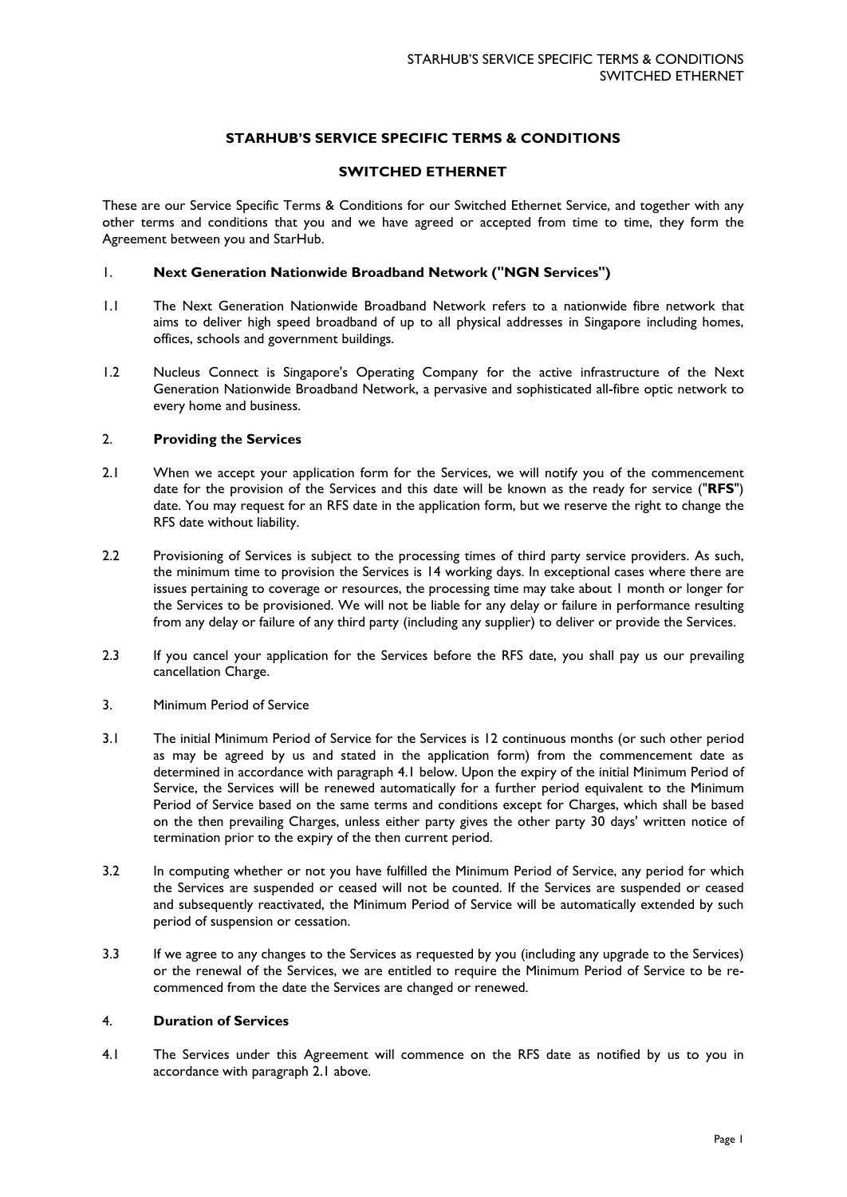# STARHUB'S SERVICE SPECIFIC TERMS & CONDITIONS

## SWITCHED ETHERNET

These are our Service Specific Terms & Conditions for our Switched Ethernet Service, and together with any other terms and conditions that you and we have agreed or accepted from time to time, they form the Agreement between you and StarHub.

1. **Next Generation Nationwide Broadband Network ("NGN Services")**

1.1 The Next Generation Nationwide Broadband Network refers to a nationwide fibre network that aims to deliver high speed broadband of up to all physical addresses in Singapore including homes, offices, schools and government buildings.

1.2 Nucleus Connect is Singapore's Operating Company for the active infrastructure of the Next Generation Nationwide Broadband Network, a pervasive and sophisticated all-fibre optic network to every home and business.

2. **Providing the Services**

2.1 When we accept your application form for the Services, we will notify you of the commencement date for the provision of the Services and this date will be known as the ready for service ("**RFS**") date. You may request for an RFS date in the application form, but we reserve the right to change the RFS date without liability.

2.2 Provisioning of Services is subject to the processing times of third party service providers. As such, the minimum time to provision the Services is 14 working days. In exceptional cases where there are issues pertaining to coverage or resources, the processing time may take about 1 month or longer for the Services to be provisioned. We will not be liable for any delay or failure in performance resulting from any delay or failure of any third party (including any supplier) to deliver or provide the Services.

2.3 If you cancel your application for the Services before the RFS date, you shall pay us our prevailing cancellation Charge.

3. Minimum Period of Service

3.1 The initial Minimum Period of Service for the Services is 12 continuous months (or such other period as may be agreed by us and stated in the application form) from the commencement date as determined in accordance with paragraph 4.1 below. Upon the expiry of the initial Minimum Period of Service, the Services will be renewed automatically for a further period equivalent to the Minimum Period of Service based on the same terms and conditions except for Charges, which shall be based on the then prevailing Charges, unless either party gives the other party 30 days' written notice of termination prior to the expiry of the then current period.

3.2 In computing whether or not you have fulfilled the Minimum Period of Service, any period for which the Services are suspended or ceased will not be counted. If the Services are suspended or ceased and subsequently reactivated, the Minimum Period of Service will be automatically extended by such period of suspension or cessation.

3.3 If we agree to any changes to the Services as requested by you (including any upgrade to the Services) or the renewal of the Services, we are entitled to require the Minimum Period of Service to be re-commenced from the date the Services are changed or renewed.

4. **Duration of Services**

4.1 The Services under this Agreement will commence on the RFS date as notified by us to you in accordance with paragraph 2.1 above.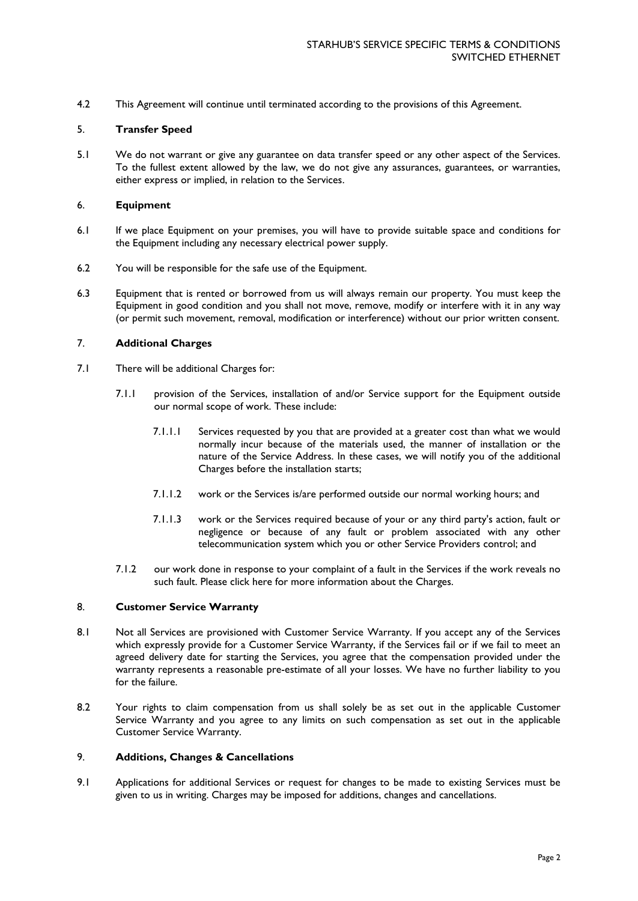4.2 This Agreement will continue until terminated according to the provisions of this Agreement.

## 5. **Transfer Speed**

5.1 We do not warrant or give any guarantee on data transfer speed or any other aspect of the Services. To the fullest extent allowed by the law, we do not give any assurances, guarantees, or warranties, either express or implied, in relation to the Services.

## 6. **Equipment**

6.1 If we place Equipment on your premises, you will have to provide suitable space and conditions for the Equipment including any necessary electrical power supply.

6.2 You will be responsible for the safe use of the Equipment.

6.3 Equipment that is rented or borrowed from us will always remain our property. You must keep the Equipment in good condition and you shall not move, remove, modify or interfere with it in any way (or permit such movement, removal, modification or interference) without our prior written consent.

## 7. **Additional Charges**

7.1 There will be additional Charges for:

7.1.1 provision of the Services, installation of and/or Service support for the Equipment outside our normal scope of work. These include:

7.1.1.1 Services requested by you that are provided at a greater cost than what we would normally incur because of the materials used, the manner of installation or the nature of the Service Address. In these cases, we will notify you of the additional Charges before the installation starts;

7.1.1.2 work or the Services is/are performed outside our normal working hours; and

7.1.1.3 work or the Services required because of your or any third party's action, fault or negligence or because of any fault or problem associated with any other telecommunication system which you or other Service Providers control; and

7.1.2 our work done in response to your complaint of a fault in the Services if the work reveals no such fault. Please click here for more information about the Charges.

## 8. **Customer Service Warranty**

8.1 Not all Services are provisioned with Customer Service Warranty. If you accept any of the Services which expressly provide for a Customer Service Warranty, if the Services fail or if we fail to meet an agreed delivery date for starting the Services, you agree that the compensation provided under the warranty represents a reasonable pre-estimate of all your losses. We have no further liability to you for the failure.

8.2 Your rights to claim compensation from us shall solely be as set out in the applicable Customer Service Warranty and you agree to any limits on such compensation as set out in the applicable Customer Service Warranty.

## 9. **Additions, Changes & Cancellations**

9.1 Applications for additional Services or request for changes to be made to existing Services must be given to us in writing. Charges may be imposed for additions, changes and cancellations.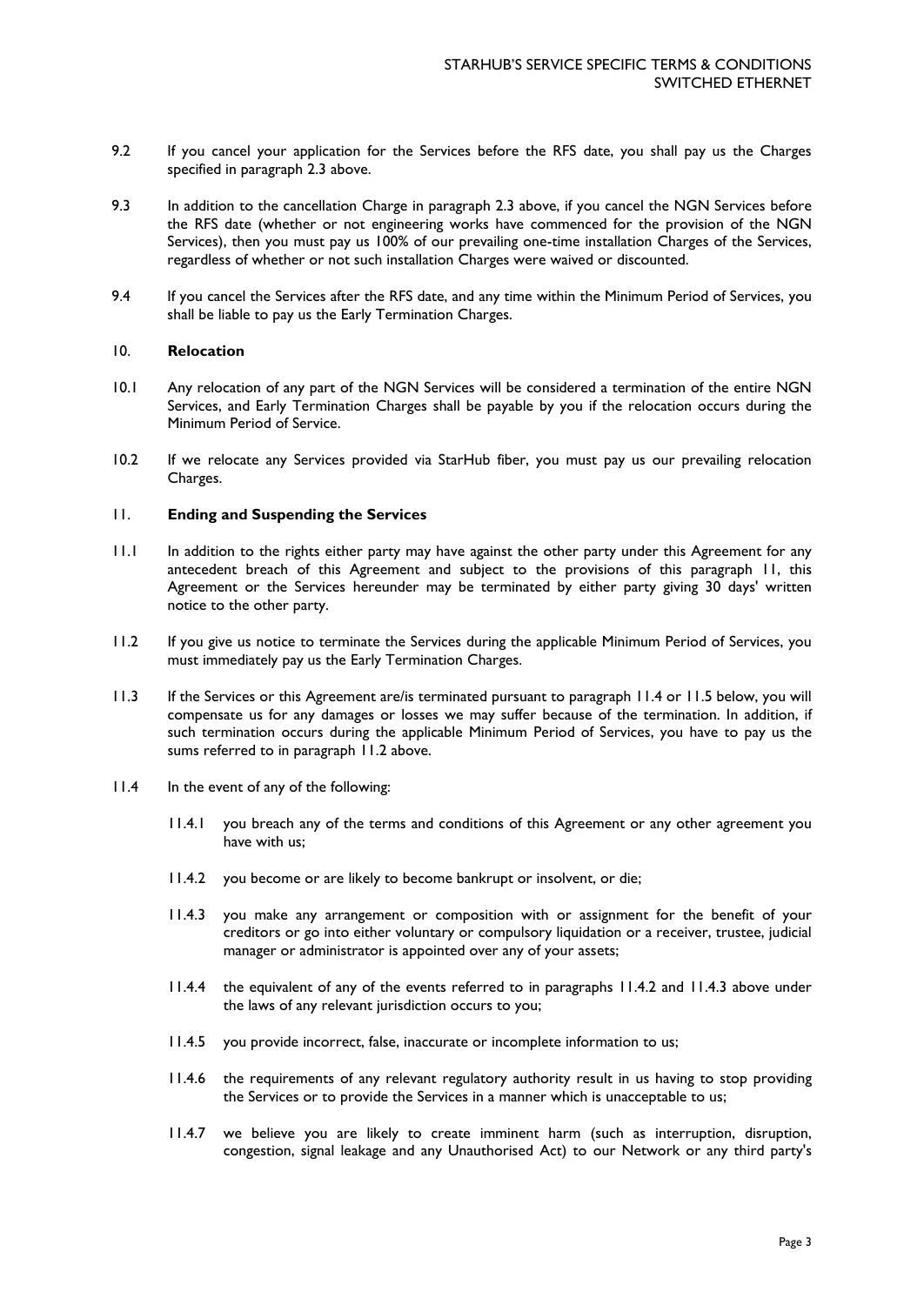9.2 If you cancel your application for the Services before the RFS date, you shall pay us the Charges specified in paragraph 2.3 above.

9.3 In addition to the cancellation Charge in paragraph 2.3 above, if you cancel the NGN Services before the RFS date (whether or not engineering works have commenced for the provision of the NGN Services), then you must pay us 100% of our prevailing one-time installation Charges of the Services, regardless of whether or not such installation Charges were waived or discounted.

9.4 If you cancel the Services after the RFS date, and any time within the Minimum Period of Services, you shall be liable to pay us the Early Termination Charges.

## 10. Relocation

10.1 Any relocation of any part of the NGN Services will be considered a termination of the entire NGN Services, and Early Termination Charges shall be payable by you if the relocation occurs during the Minimum Period of Service.

10.2 If we relocate any Services provided via StarHub fiber, you must pay us our prevailing relocation Charges.

## 11. Ending and Suspending the Services

11.1 In addition to the rights either party may have against the other party under this Agreement for any antecedent breach of this Agreement and subject to the provisions of this paragraph 11, this Agreement or the Services hereunder may be terminated by either party giving 30 days' written notice to the other party.

11.2 If you give us notice to terminate the Services during the applicable Minimum Period of Services, you must immediately pay us the Early Termination Charges.

11.3 If the Services or this Agreement are/is terminated pursuant to paragraph 11.4 or 11.5 below, you will compensate us for any damages or losses we may suffer because of the termination. In addition, if such termination occurs during the applicable Minimum Period of Services, you have to pay us the sums referred to in paragraph 11.2 above.

11.4 In the event of any of the following:

11.4.1 you breach any of the terms and conditions of this Agreement or any other agreement you have with us;

11.4.2 you become or are likely to become bankrupt or insolvent, or die;

11.4.3 you make any arrangement or composition with or assignment for the benefit of your creditors or go into either voluntary or compulsory liquidation or a receiver, trustee, judicial manager or administrator is appointed over any of your assets;

11.4.4 the equivalent of any of the events referred to in paragraphs 11.4.2 and 11.4.3 above under the laws of any relevant jurisdiction occurs to you;

11.4.5 you provide incorrect, false, inaccurate or incomplete information to us;

11.4.6 the requirements of any relevant regulatory authority result in us having to stop providing the Services or to provide the Services in a manner which is unacceptable to us;

11.4.7 we believe you are likely to create imminent harm (such as interruption, disruption, congestion, signal leakage and any Unauthorised Act) to our Network or any third party's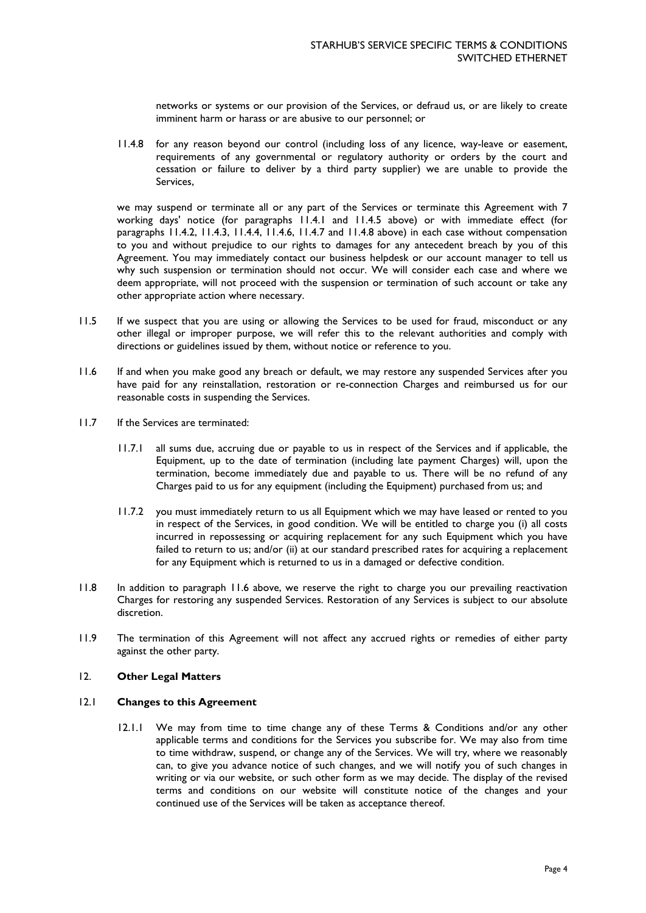networks or systems or our provision of the Services, or defraud us, or are likely to create imminent harm or harass or are abusive to our personnel; or

11.4.8 for any reason beyond our control (including loss of any licence, way-leave or easement, requirements of any governmental or regulatory authority or orders by the court and cessation or failure to deliver by a third party supplier) we are unable to provide the Services,

we may suspend or terminate all or any part of the Services or terminate this Agreement with 7 working days' notice (for paragraphs 11.4.1 and 11.4.5 above) or with immediate effect (for paragraphs 11.4.2, 11.4.3, 11.4.4, 11.4.6, 11.4.7 and 11.4.8 above) in each case without compensation to you and without prejudice to our rights to damages for any antecedent breach by you of this Agreement. You may immediately contact our business helpdesk or our account manager to tell us why such suspension or termination should not occur. We will consider each case and where we deem appropriate, will not proceed with the suspension or termination of such account or take any other appropriate action where necessary.

11.5 If we suspect that you are using or allowing the Services to be used for fraud, misconduct or any other illegal or improper purpose, we will refer this to the relevant authorities and comply with directions or guidelines issued by them, without notice or reference to you.

11.6 If and when you make good any breach or default, we may restore any suspended Services after you have paid for any reinstallation, restoration or re-connection Charges and reimbursed us for our reasonable costs in suspending the Services.

11.7 If the Services are terminated:

11.7.1 all sums due, accruing due or payable to us in respect of the Services and if applicable, the Equipment, up to the date of termination (including late payment Charges) will, upon the termination, become immediately due and payable to us. There will be no refund of any Charges paid to us for any equipment (including the Equipment) purchased from us; and

11.7.2 you must immediately return to us all Equipment which we may have leased or rented to you in respect of the Services, in good condition. We will be entitled to charge you (i) all costs incurred in repossessing or acquiring replacement for any such Equipment which you have failed to return to us; and/or (ii) at our standard prescribed rates for acquiring a replacement for any Equipment which is returned to us in a damaged or defective condition.

11.8 In addition to paragraph 11.6 above, we reserve the right to charge you our prevailing reactivation Charges for restoring any suspended Services. Restoration of any Services is subject to our absolute discretion.

11.9 The termination of this Agreement will not affect any accrued rights or remedies of either party against the other party.

## 12. **Other Legal Matters**

### 12.1 **Changes to this Agreement**

12.1.1 We may from time to time change any of these Terms & Conditions and/or any other applicable terms and conditions for the Services you subscribe for. We may also from time to time withdraw, suspend, or change any of the Services. We will try, where we reasonably can, to give you advance notice of such changes, and we will notify you of such changes in writing or via our website, or such other form as we may decide. The display of the revised terms and conditions on our website will constitute notice of the changes and your continued use of the Services will be taken as acceptance thereof.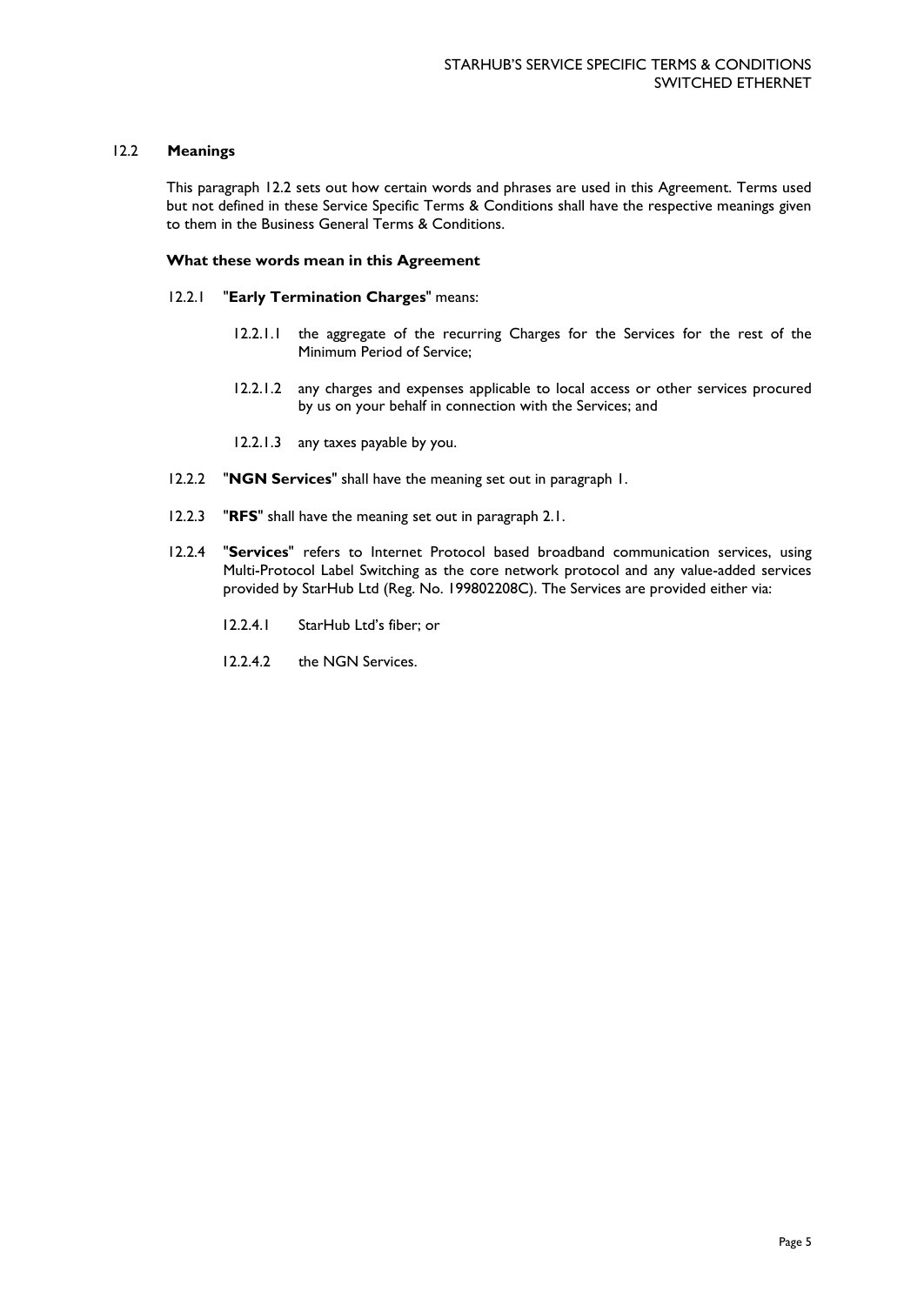## 12.2 **Meanings**

This paragraph 12.2 sets out how certain words and phrases are used in this Agreement. Terms used but not defined in these Service Specific Terms & Conditions shall have the respective meanings given to them in the Business General Terms & Conditions.

**What these words mean in this Agreement**

12.2.1 "**Early Termination Charges**" means:

12.2.1.1 the aggregate of the recurring Charges for the Services for the rest of the Minimum Period of Service;

12.2.1.2 any charges and expenses applicable to local access or other services procured by us on your behalf in connection with the Services; and

12.2.1.3 any taxes payable by you.

12.2.2 "**NGN Services**" shall have the meaning set out in paragraph 1.

12.2.3 "**RFS**" shall have the meaning set out in paragraph 2.1.

12.2.4 "**Services**" refers to Internet Protocol based broadband communication services, using Multi-Protocol Label Switching as the core network protocol and any value-added services provided by StarHub Ltd (Reg. No. 199802208C). The Services are provided either via:

12.2.4.1 StarHub Ltd's fiber; or

12.2.4.2 the NGN Services.